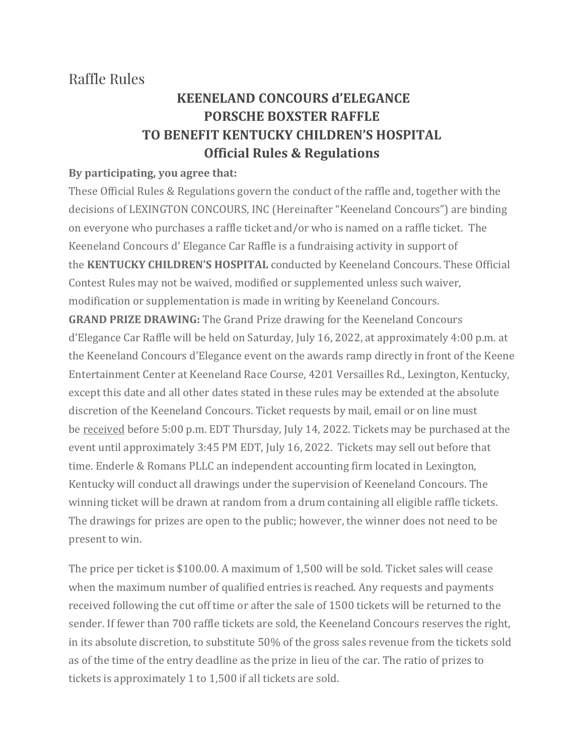# Raffle Rules

## KEENELAND CONCOURS d'ELEGANCE
## PORSCHE BOXSTER RAFFLE
## TO BENEFIT KENTUCKY CHILDREN'S HOSPITAL
## Official Rules & Regulations

**By participating, you agree that:**

These Official Rules & Regulations govern the conduct of the raffle and, together with the decisions of LEXINGTON CONCOURS, INC (Hereinafter "Keeneland Concours") are binding on everyone who purchases a raffle ticket and/or who is named on a raffle ticket. The Keeneland Concours d' Elegance Car Raffle is a fundraising activity in support of the **KENTUCKY CHILDREN'S HOSPITAL** conducted by Keeneland Concours. These Official Contest Rules may not be waived, modified or supplemented unless such waiver, modification or supplementation is made in writing by Keeneland Concours.

**GRAND PRIZE DRAWING:** The Grand Prize drawing for the Keeneland Concours d'Elegance Car Raffle will be held on Saturday, July 16, 2022, at approximately 4:00 p.m. at the Keeneland Concours d'Elegance event on the awards ramp directly in front of the Keene Entertainment Center at Keeneland Race Course, 4201 Versailles Rd., Lexington, Kentucky, except this date and all other dates stated in these rules may be extended at the absolute discretion of the Keeneland Concours. Ticket requests by mail, email or on line must be <u>received</u> before 5:00 p.m. EDT Thursday, July 14, 2022. Tickets may be purchased at the event until approximately 3:45 PM EDT, July 16, 2022. Tickets may sell out before that time. Enderle & Romans PLLC an independent accounting firm located in Lexington, Kentucky will conduct all drawings under the supervision of Keeneland Concours. The winning ticket will be drawn at random from a drum containing all eligible raffle tickets. The drawings for prizes are open to the public; however, the winner does not need to be present to win.

The price per ticket is $100.00. A maximum of 1,500 will be sold. Ticket sales will cease when the maximum number of qualified entries is reached. Any requests and payments received following the cut off time or after the sale of 1500 tickets will be returned to the sender. If fewer than 700 raffle tickets are sold, the Keeneland Concours reserves the right, in its absolute discretion, to substitute 50% of the gross sales revenue from the tickets sold as of the time of the entry deadline as the prize in lieu of the car. The ratio of prizes to tickets is approximately 1 to 1,500 if all tickets are sold.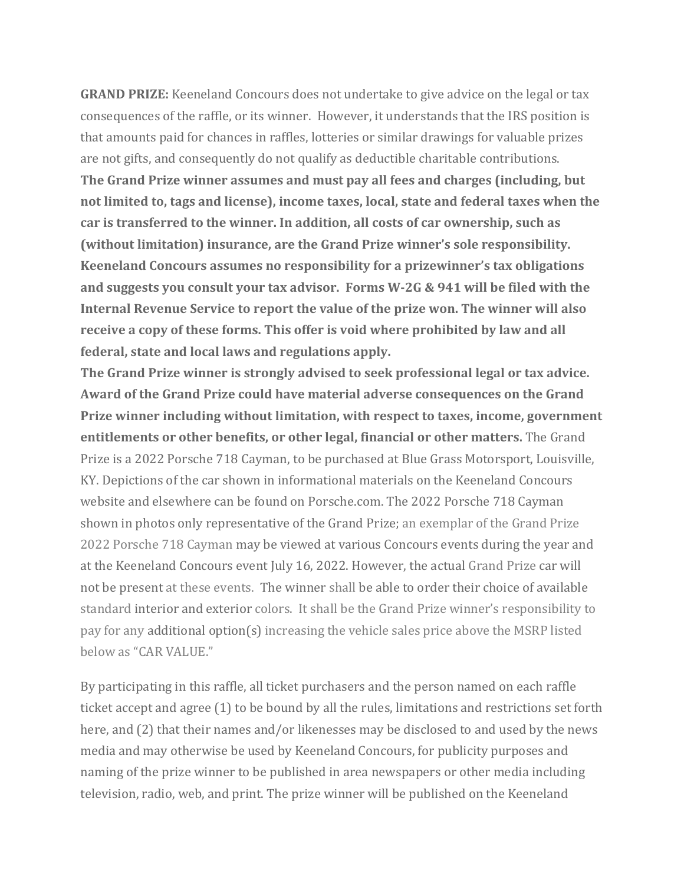**GRAND PRIZE:** Keeneland Concours does not undertake to give advice on the legal or tax consequences of the raffle, or its winner. However, it understands that the IRS position is that amounts paid for chances in raffles, lotteries or similar drawings for valuable prizes are not gifts, and consequently do not qualify as deductible charitable contributions. **The Grand Prize winner assumes and must pay all fees and charges (including, but not limited to, tags and license), income taxes, local, state and federal taxes when the car is transferred to the winner. In addition, all costs of car ownership, such as (without limitation) insurance, are the Grand Prize winner's sole responsibility. Keeneland Concours assumes no responsibility for a prizewinner's tax obligations and suggests you consult your tax advisor. Forms W-2G & 941 will be filed with the Internal Revenue Service to report the value of the prize won. The winner will also receive a copy of these forms. This offer is void where prohibited by law and all federal, state and local laws and regulations apply.**

**The Grand Prize winner is strongly advised to seek professional legal or tax advice. Award of the Grand Prize could have material adverse consequences on the Grand Prize winner including without limitation, with respect to taxes, income, government entitlements or other benefits, or other legal, financial or other matters.** The Grand Prize is a 2022 Porsche 718 Cayman, to be purchased at Blue Grass Motorsport, Louisville, KY. Depictions of the car shown in informational materials on the Keeneland Concours website and elsewhere can be found on Porsche.com. The 2022 Porsche 718 Cayman shown in photos only representative of the Grand Prize; an exemplar of the Grand Prize 2022 Porsche 718 Cayman may be viewed at various Concours events during the year and at the Keeneland Concours event July 16, 2022. However, the actual Grand Prize car will not be present at these events. The winner shall be able to order their choice of available standard interior and exterior colors. It shall be the Grand Prize winner's responsibility to pay for any additional option(s) increasing the vehicle sales price above the MSRP listed below as "CAR VALUE."

By participating in this raffle, all ticket purchasers and the person named on each raffle ticket accept and agree (1) to be bound by all the rules, limitations and restrictions set forth here, and (2) that their names and/or likenesses may be disclosed to and used by the news media and may otherwise be used by Keeneland Concours, for publicity purposes and naming of the prize winner to be published in area newspapers or other media including television, radio, web, and print. The prize winner will be published on the Keeneland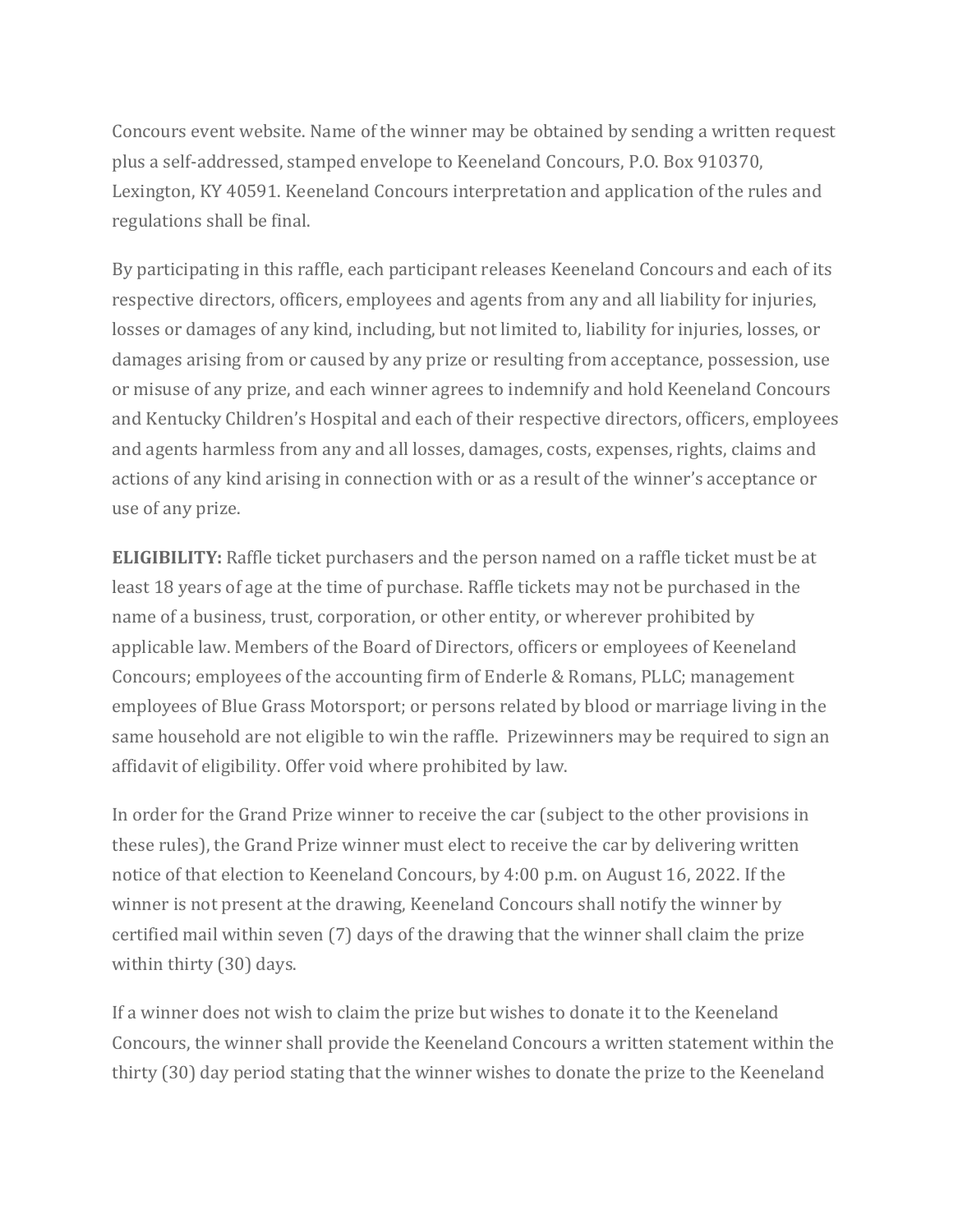Concours event website. Name of the winner may be obtained by sending a written request plus a self-addressed, stamped envelope to Keeneland Concours, P.O. Box 910370, Lexington, KY 40591. Keeneland Concours interpretation and application of the rules and regulations shall be final.

By participating in this raffle, each participant releases Keeneland Concours and each of its respective directors, officers, employees and agents from any and all liability for injuries, losses or damages of any kind, including, but not limited to, liability for injuries, losses, or damages arising from or caused by any prize or resulting from acceptance, possession, use or misuse of any prize, and each winner agrees to indemnify and hold Keeneland Concours and Kentucky Children's Hospital and each of their respective directors, officers, employees and agents harmless from any and all losses, damages, costs, expenses, rights, claims and actions of any kind arising in connection with or as a result of the winner's acceptance or use of any prize.

**ELIGIBILITY:** Raffle ticket purchasers and the person named on a raffle ticket must be at least 18 years of age at the time of purchase. Raffle tickets may not be purchased in the name of a business, trust, corporation, or other entity, or wherever prohibited by applicable law. Members of the Board of Directors, officers or employees of Keeneland Concours; employees of the accounting firm of Enderle & Romans, PLLC; management employees of Blue Grass Motorsport; or persons related by blood or marriage living in the same household are not eligible to win the raffle. Prizewinners may be required to sign an affidavit of eligibility. Offer void where prohibited by law.

In order for the Grand Prize winner to receive the car (subject to the other provisions in these rules), the Grand Prize winner must elect to receive the car by delivering written notice of that election to Keeneland Concours, by 4:00 p.m. on August 16, 2022. If the winner is not present at the drawing, Keeneland Concours shall notify the winner by certified mail within seven (7) days of the drawing that the winner shall claim the prize within thirty (30) days.

If a winner does not wish to claim the prize but wishes to donate it to the Keeneland Concours, the winner shall provide the Keeneland Concours a written statement within the thirty (30) day period stating that the winner wishes to donate the prize to the Keeneland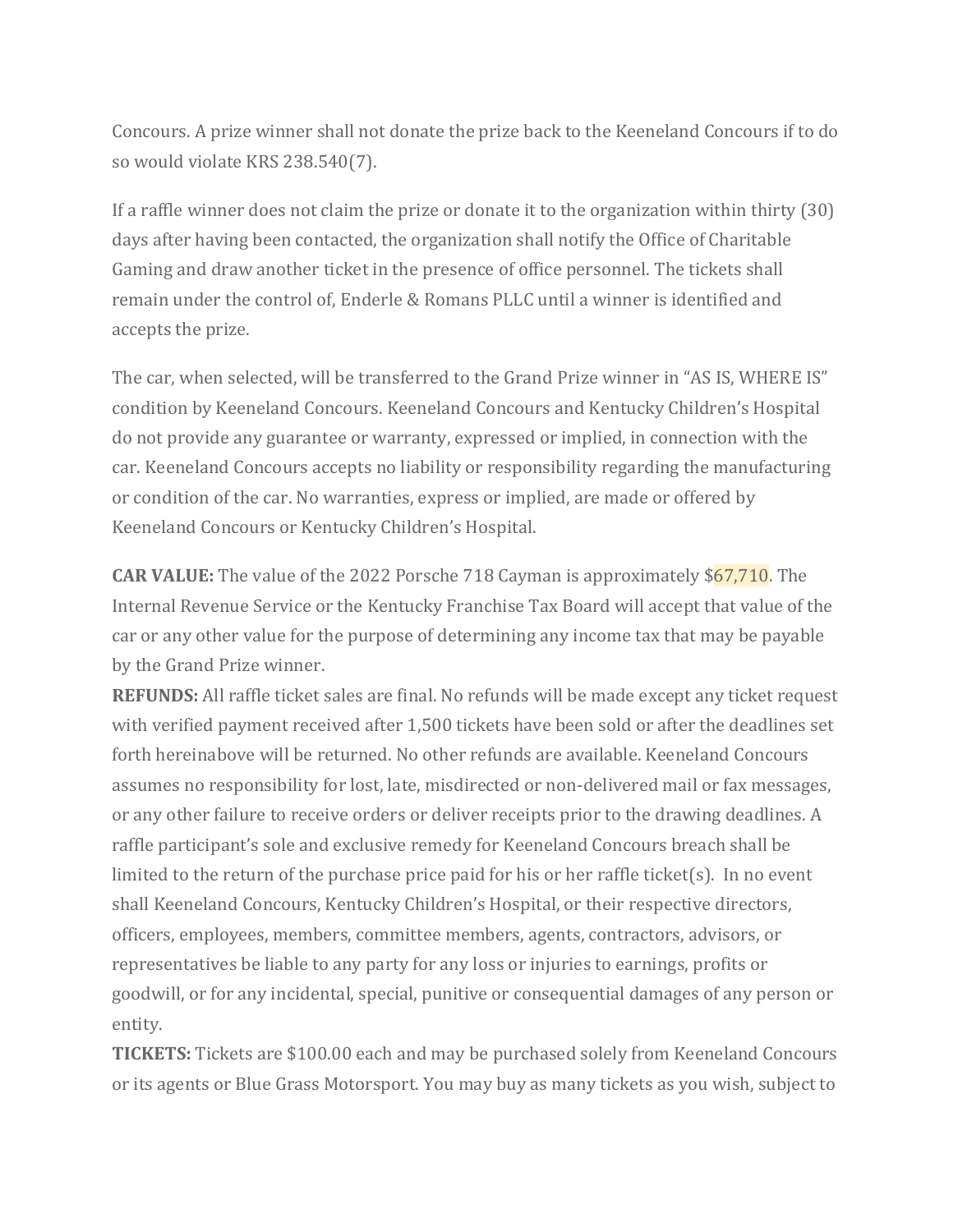Concours. A prize winner shall not donate the prize back to the Keeneland Concours if to do so would violate KRS 238.540(7).

If a raffle winner does not claim the prize or donate it to the organization within thirty (30) days after having been contacted, the organization shall notify the Office of Charitable Gaming and draw another ticket in the presence of office personnel. The tickets shall remain under the control of, Enderle & Romans PLLC until a winner is identified and accepts the prize.

The car, when selected, will be transferred to the Grand Prize winner in "AS IS, WHERE IS" condition by Keeneland Concours. Keeneland Concours and Kentucky Children's Hospital do not provide any guarantee or warranty, expressed or implied, in connection with the car. Keeneland Concours accepts no liability or responsibility regarding the manufacturing or condition of the car. No warranties, express or implied, are made or offered by Keeneland Concours or Kentucky Children's Hospital.

**CAR VALUE:** The value of the 2022 Porsche 718 Cayman is approximately $67,710. The Internal Revenue Service or the Kentucky Franchise Tax Board will accept that value of the car or any other value for the purpose of determining any income tax that may be payable by the Grand Prize winner.

**REFUNDS:** All raffle ticket sales are final. No refunds will be made except any ticket request with verified payment received after 1,500 tickets have been sold or after the deadlines set forth hereinabove will be returned. No other refunds are available. Keeneland Concours assumes no responsibility for lost, late, misdirected or non-delivered mail or fax messages, or any other failure to receive orders or deliver receipts prior to the drawing deadlines. A raffle participant's sole and exclusive remedy for Keeneland Concours breach shall be limited to the return of the purchase price paid for his or her raffle ticket(s). In no event shall Keeneland Concours, Kentucky Children's Hospital, or their respective directors, officers, employees, members, committee members, agents, contractors, advisors, or representatives be liable to any party for any loss or injuries to earnings, profits or goodwill, or for any incidental, special, punitive or consequential damages of any person or entity.

**TICKETS:** Tickets are $100.00 each and may be purchased solely from Keeneland Concours or its agents or Blue Grass Motorsport. You may buy as many tickets as you wish, subject to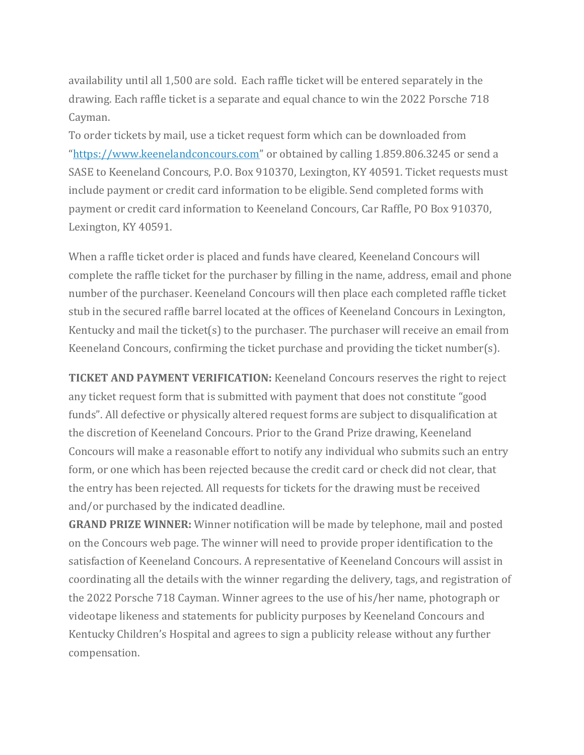availability until all 1,500 are sold. Each raffle ticket will be entered separately in the drawing. Each raffle ticket is a separate and equal chance to win the 2022 Porsche 718 Cayman.

To order tickets by mail, use a ticket request form which can be downloaded from "[https://www.keenelandconcours.com](https://www.keenelandconcours.com)" or obtained by calling 1.859.806.3245 or send a SASE to Keeneland Concours, P.O. Box 910370, Lexington, KY 40591. Ticket requests must include payment or credit card information to be eligible. Send completed forms with payment or credit card information to Keeneland Concours, Car Raffle, PO Box 910370, Lexington, KY 40591.

When a raffle ticket order is placed and funds have cleared, Keeneland Concours will complete the raffle ticket for the purchaser by filling in the name, address, email and phone number of the purchaser. Keeneland Concours will then place each completed raffle ticket stub in the secured raffle barrel located at the offices of Keeneland Concours in Lexington, Kentucky and mail the ticket(s) to the purchaser. The purchaser will receive an email from Keeneland Concours, confirming the ticket purchase and providing the ticket number(s).

**TICKET AND PAYMENT VERIFICATION:** Keeneland Concours reserves the right to reject any ticket request form that is submitted with payment that does not constitute "good funds". All defective or physically altered request forms are subject to disqualification at the discretion of Keeneland Concours. Prior to the Grand Prize drawing, Keeneland Concours will make a reasonable effort to notify any individual who submits such an entry form, or one which has been rejected because the credit card or check did not clear, that the entry has been rejected. All requests for tickets for the drawing must be received and/or purchased by the indicated deadline.

**GRAND PRIZE WINNER:** Winner notification will be made by telephone, mail and posted on the Concours web page. The winner will need to provide proper identification to the satisfaction of Keeneland Concours. A representative of Keeneland Concours will assist in coordinating all the details with the winner regarding the delivery, tags, and registration of the 2022 Porsche 718 Cayman. Winner agrees to the use of his/her name, photograph or videotape likeness and statements for publicity purposes by Keeneland Concours and Kentucky Children's Hospital and agrees to sign a publicity release without any further compensation.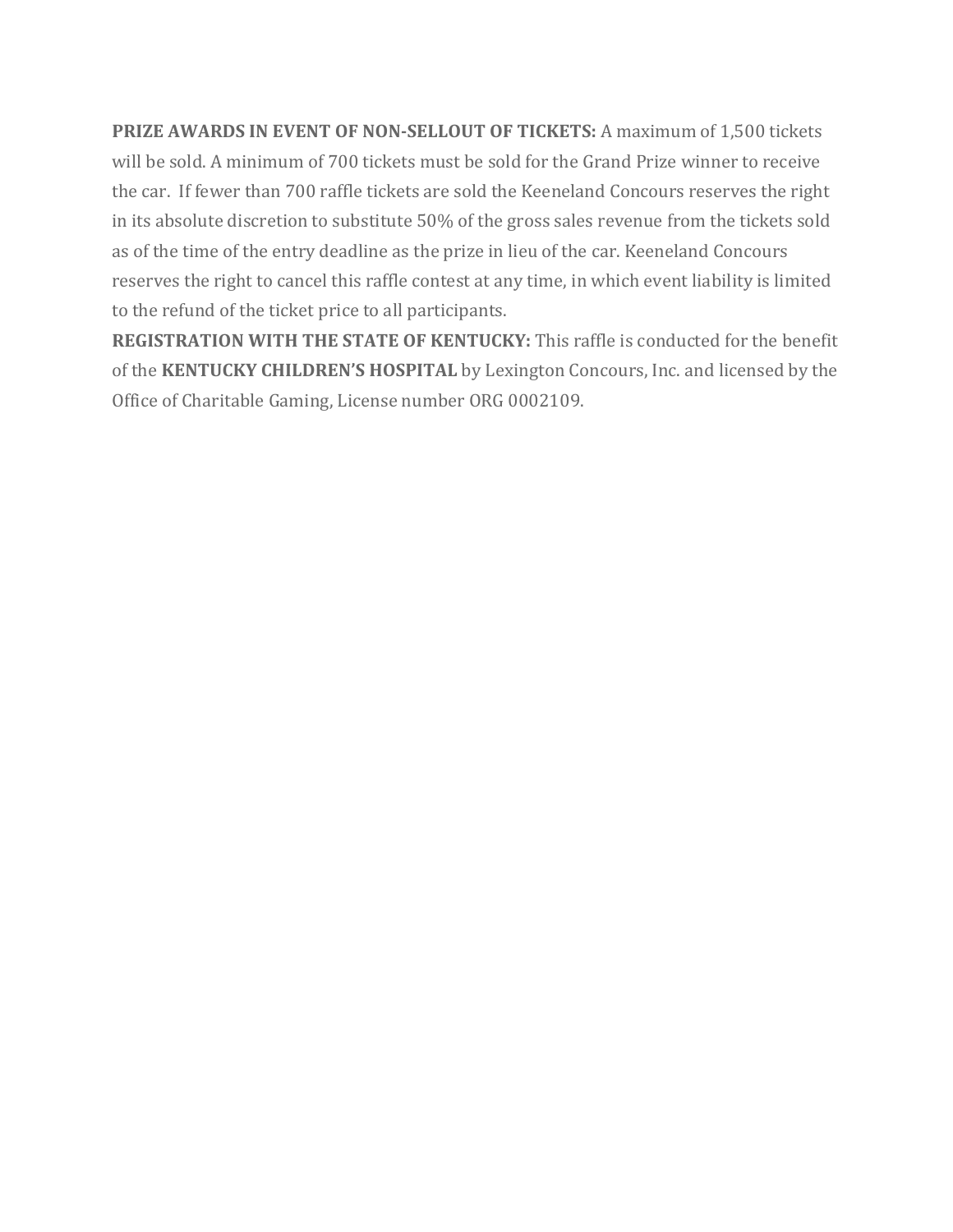**PRIZE AWARDS IN EVENT OF NON-SELLOUT OF TICKETS:** A maximum of 1,500 tickets will be sold. A minimum of 700 tickets must be sold for the Grand Prize winner to receive the car. If fewer than 700 raffle tickets are sold the Keeneland Concours reserves the right in its absolute discretion to substitute 50% of the gross sales revenue from the tickets sold as of the time of the entry deadline as the prize in lieu of the car. Keeneland Concours reserves the right to cancel this raffle contest at any time, in which event liability is limited to the refund of the ticket price to all participants.

**REGISTRATION WITH THE STATE OF KENTUCKY:** This raffle is conducted for the benefit of the **KENTUCKY CHILDREN'S HOSPITAL** by Lexington Concours, Inc. and licensed by the Office of Charitable Gaming, License number ORG 0002109.